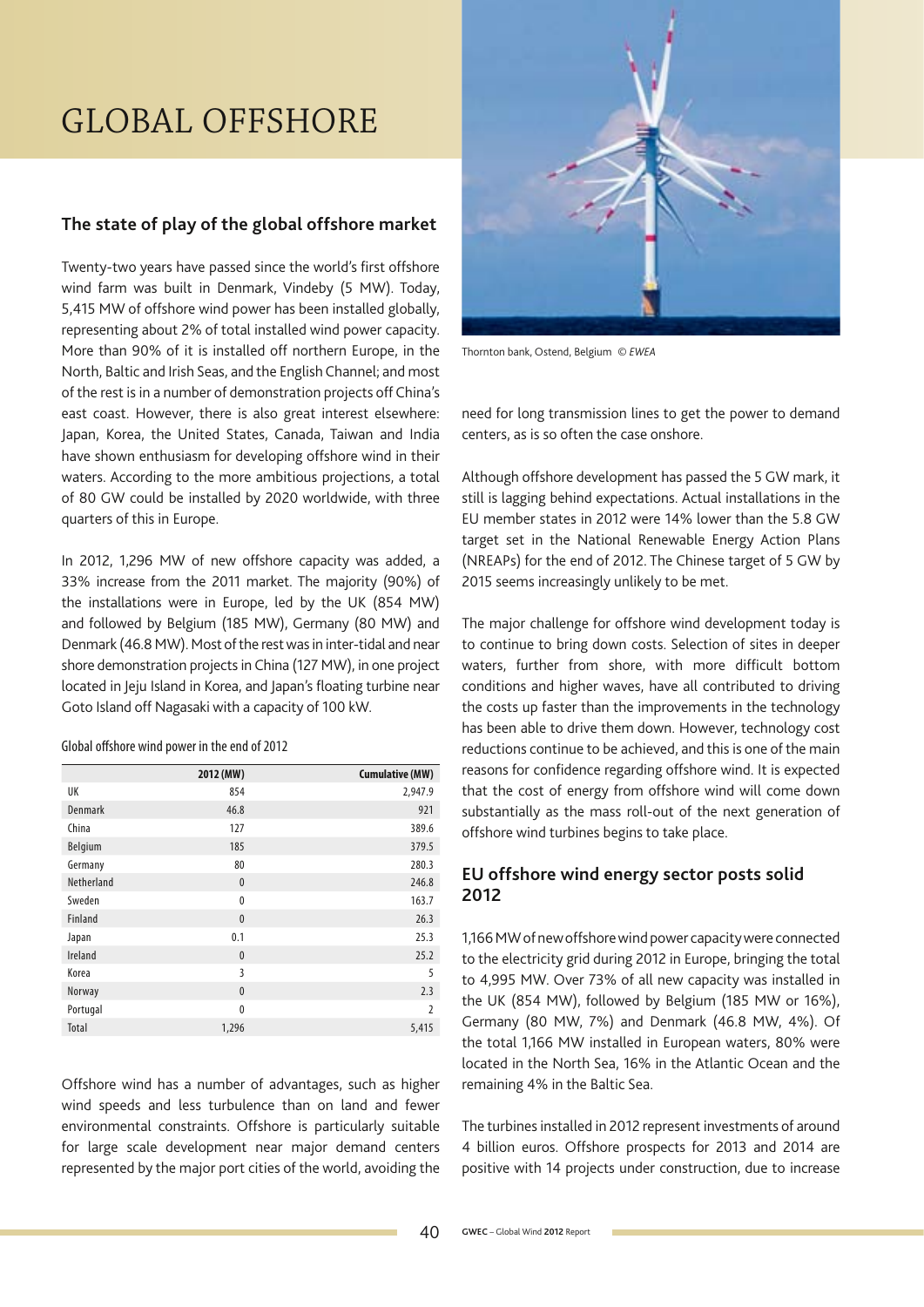# GLOBAL OFFSHORE

## The state of play of the global offshore market

Twenty-two years have passed since the world's first offshore wind farm was built in Denmark, Vindeby (5 MW). Today, 5,415 MW of offshore wind power has been installed globally, representing about 2% of total installed wind power capacity. More than 90% of it is installed off northern Europe, in the North, Baltic and Irish Seas, and the English Channel; and most of the rest is in a number of demonstration projects off China's east coast. However, there is also great interest elsewhere: Japan, Korea, the United States, Canada, Taiwan and India have shown enthusiasm for developing offshore wind in their waters. According to the more ambitious projections, a total of 80 GW could be installed by 2020 worldwide, with three quarters of this in Europe.

In 2012, 1,296 MW of new offshore capacity was added, a 33% increase from the 2011 market. The majority (90%) of the installations were in Europe, led by the UK (854 MW) and followed by Belgium (185 MW), Germany (80 MW) and Denmark (46.8 MW). Most of the rest was in inter-tidal and near shore demonstration projects in China (127 MW), in one project located in Jeju Island in Korea, and Japan's floating turbine near Goto Island off Nagasaki with a capacity of 100 kW.

Global offshore wind power in the end of 2012

| | 2012 (MW) | Cumulative (MW) |
|---|---|---|
| UK | 854 | 2,947.9 |
| Denmark | 46.8 | 921 |
| China | 127 | 389.6 |
| Belgium | 185 | 379.5 |
| Germany | 80 | 280.3 |
| Netherland | 0 | 246.8 |
| Sweden | 0 | 163.7 |
| Finland | 0 | 26.3 |
| Japan | 0.1 | 25.3 |
| Ireland | 0 | 25.2 |
| Korea | 3 | 5 |
| Norway | 0 | 2.3 |
| Portugal | 0 | 2 |
| Total | 1,296 | 5,415 |

Offshore wind has a number of advantages, such as higher wind speeds and less turbulence than on land and fewer environmental constraints. Offshore is particularly suitable for large scale development near major demand centers represented by the major port cities of the world, avoiding the need for long transmission lines to get the power to demand centers, as is so often the case onshore.

Thornton bank, Ostend, Belgium © *EWEA*

Although offshore development has passed the 5 GW mark, it still is lagging behind expectations. Actual installations in the EU member states in 2012 were 14% lower than the 5.8 GW target set in the National Renewable Energy Action Plans (NREAPs) for the end of 2012. The Chinese target of 5 GW by 2015 seems increasingly unlikely to be met.

The major challenge for offshore wind development today is to continue to bring down costs. Selection of sites in deeper waters, further from shore, with more difficult bottom conditions and higher waves, have all contributed to driving the costs up faster than the improvements in the technology has been able to drive them down. However, technology cost reductions continue to be achieved, and this is one of the main reasons for confidence regarding offshore wind. It is expected that the cost of energy from offshore wind will come down substantially as the mass roll-out of the next generation of offshore wind turbines begins to take place.

## EU offshore wind energy sector posts solid 2012

1,166 MW of new offshore wind power capacity were connected to the electricity grid during 2012 in Europe, bringing the total to 4,995 MW. Over 73% of all new capacity was installed in the UK (854 MW), followed by Belgium (185 MW or 16%), Germany (80 MW, 7%) and Denmark (46.8 MW, 4%). Of the total 1,166 MW installed in European waters, 80% were located in the North Sea, 16% in the Atlantic Ocean and the remaining 4% in the Baltic Sea.

The turbines installed in 2012 represent investments of around 4 billion euros. Offshore prospects for 2013 and 2014 are positive with 14 projects under construction, due to increase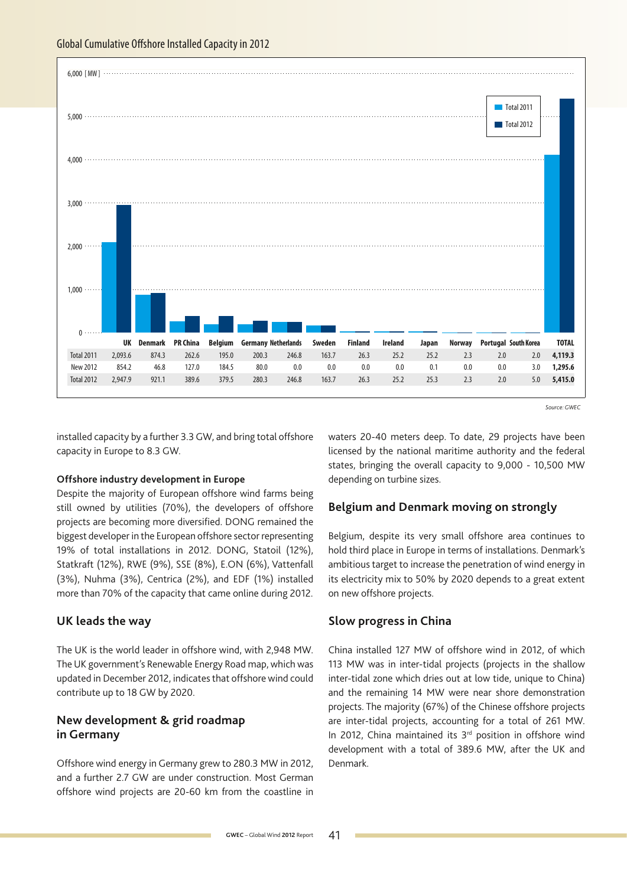Global Cumulative Offshore Installed Capacity in 2012

| | UK | Denmark | PR China | Belgium | Germany | Netherlands | Sweden | Finland | Ireland | Japan | Norway | Portugal | South Korea | TOTAL |
|---|---|---|---|---|---|---|---|---|---|---|---|---|---|---|
| Total 2011 | 2,093.6 | 874.3 | 262.6 | 195.0 | 200.3 | 246.8 | 163.7 | 26.3 | 25.2 | 25.2 | 2.3 | 2.0 | 2.0 | **4,119.3** |
| New 2012 | 854.2 | 46.8 | 127.0 | 184.5 | 80.0 | 0.0 | 0.0 | 0.0 | 0.0 | 0.1 | 0.0 | 0.0 | 3.0 | **1,295.6** |
| Total 2012 | 2,947.9 | 921.1 | 389.6 | 379.5 | 280.3 | 246.8 | 163.7 | 26.3 | 25.2 | 25.3 | 2.3 | 2.0 | 5.0 | **5,415.0** |

*Source: GWEC*

installed capacity by a further 3.3 GW, and bring total offshore capacity in Europe to 8.3 GW.

### Offshore industry development in Europe

Despite the majority of European offshore wind farms being still owned by utilities (70%), the developers of offshore projects are becoming more diversified. DONG remained the biggest developer in the European offshore sector representing 19% of total installations in 2012. DONG, Statoil (12%), Statkraft (12%), RWE (9%), SSE (8%), E.ON (6%), Vattenfall (3%), Nuhma (3%), Centrica (2%), and EDF (1%) installed more than 70% of the capacity that came online during 2012.

## UK leads the way

The UK is the world leader in offshore wind, with 2,948 MW. The UK government's Renewable Energy Road map, which was updated in December 2012, indicates that offshore wind could contribute up to 18 GW by 2020.

## New development & grid roadmap in Germany

Offshore wind energy in Germany grew to 280.3 MW in 2012, and a further 2.7 GW are under construction. Most German offshore wind projects are 20-60 km from the coastline in waters 20-40 meters deep. To date, 29 projects have been licensed by the national maritime authority and the federal states, bringing the overall capacity to 9,000 - 10,500 MW depending on turbine sizes.

## Belgium and Denmark moving on strongly

Belgium, despite its very small offshore area continues to hold third place in Europe in terms of installations. Denmark's ambitious target to increase the penetration of wind energy in its electricity mix to 50% by 2020 depends to a great extent on new offshore projects.

## Slow progress in China

China installed 127 MW of offshore wind in 2012, of which 113 MW was in inter-tidal projects (projects in the shallow inter-tidal zone which dries out at low tide, unique to China) and the remaining 14 MW were near shore demonstration projects. The majority (67%) of the Chinese offshore projects are inter-tidal projects, accounting for a total of 261 MW. In 2012, China maintained its 3rd position in offshore wind development with a total of 389.6 MW, after the UK and Denmark.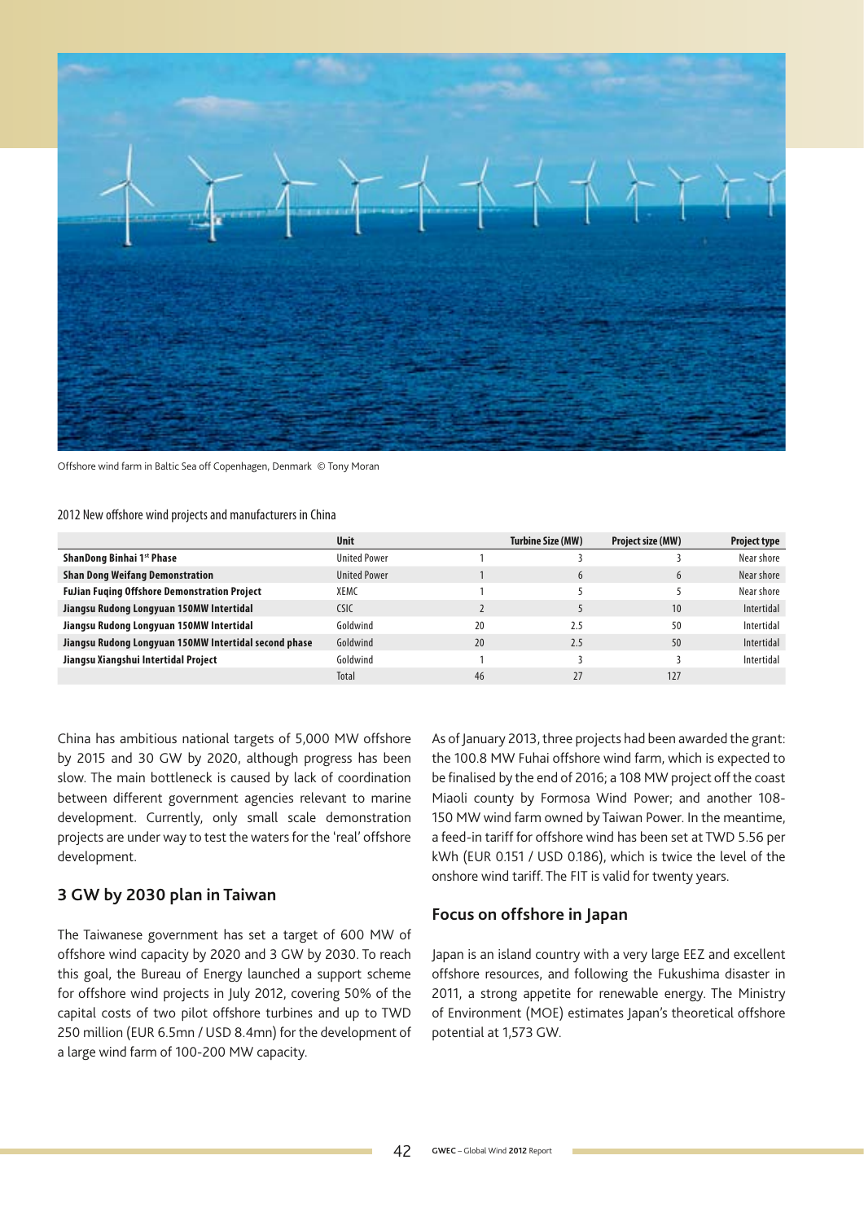Offshore wind farm in Baltic Sea off Copenhagen, Denmark © Tony Moran

2012 New offshore wind projects and manufacturers in China

| | Unit | | Turbine Size (MW) | Project size (MW) | Project type |
|---|---|---|---|---|---|
| **ShanDong Binhai 1st Phase** | United Power | 1 | 3 | 3 | Near shore |
| **Shan Dong Weifang Demonstration** | United Power | 1 | 6 | 6 | Near shore |
| **FuJian Fuqing Offshore Demonstration Project** | XEMC | 1 | 5 | 5 | Near shore |
| **Jiangsu Rudong Longyuan 150MW Intertidal** | CSIC | 2 | 5 | 10 | Intertidal |
| **Jiangsu Rudong Longyuan 150MW Intertidal** | Goldwind | 20 | 2.5 | 50 | Intertidal |
| **Jiangsu Rudong Longyuan 150MW Intertidal second phase** | Goldwind | 20 | 2.5 | 50 | Intertidal |
| **Jiangsu Xiangshui Intertidal Project** | Goldwind | 1 | 3 | 3 | Intertidal |
| | Total | 46 | 27 | 127 | |

China has ambitious national targets of 5,000 MW offshore by 2015 and 30 GW by 2020, although progress has been slow. The main bottleneck is caused by lack of coordination between different government agencies relevant to marine development. Currently, only small scale demonstration projects are under way to test the waters for the 'real' offshore development.

## 3 GW by 2030 plan in Taiwan

The Taiwanese government has set a target of 600 MW of offshore wind capacity by 2020 and 3 GW by 2030. To reach this goal, the Bureau of Energy launched a support scheme for offshore wind projects in July 2012, covering 50% of the capital costs of two pilot offshore turbines and up to TWD 250 million (EUR 6.5mn / USD 8.4mn) for the development of a large wind farm of 100-200 MW capacity.

As of January 2013, three projects had been awarded the grant: the 100.8 MW Fuhai offshore wind farm, which is expected to be finalised by the end of 2016; a 108 MW project off the coast Miaoli county by Formosa Wind Power; and another 108-150 MW wind farm owned by Taiwan Power. In the meantime, a feed-in tariff for offshore wind has been set at TWD 5.56 per kWh (EUR 0.151 / USD 0.186), which is twice the level of the onshore wind tariff. The FIT is valid for twenty years.

## Focus on offshore in Japan

Japan is an island country with a very large EEZ and excellent offshore resources, and following the Fukushima disaster in 2011, a strong appetite for renewable energy. The Ministry of Environment (MOE) estimates Japan's theoretical offshore potential at 1,573 GW.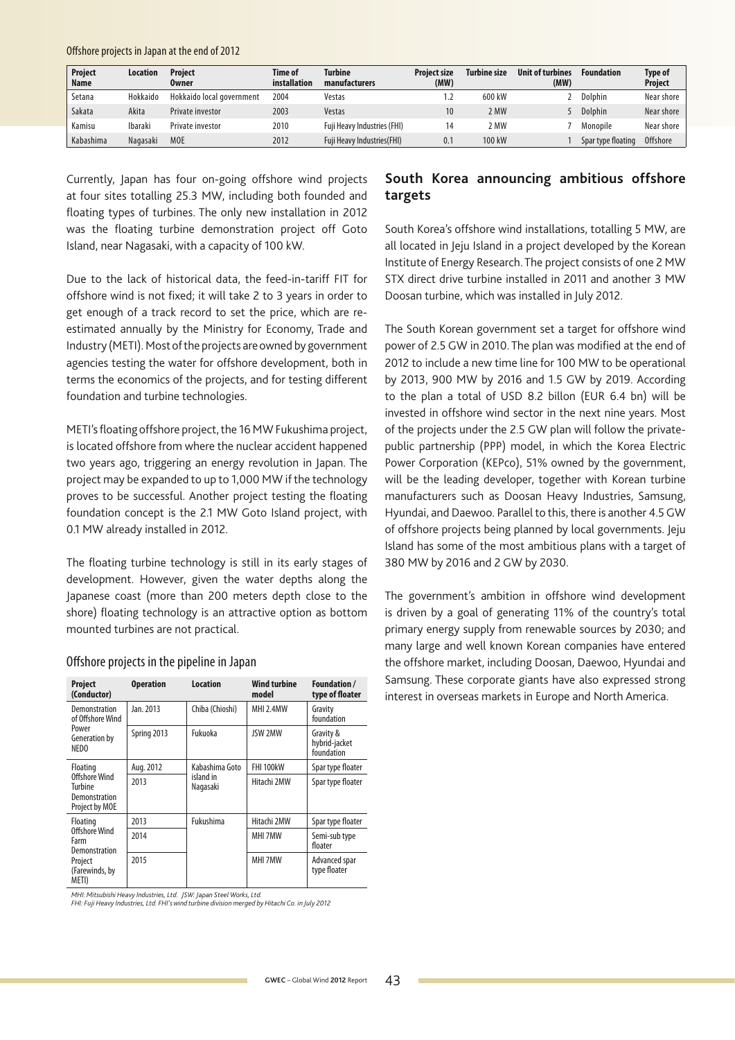Offshore projects in Japan at the end of 2012

| Project Name | Location | Project Owner | Time of installation | Turbine manufacturers | Project size (MW) | Turbine size | Unit of turbines (MW) | Foundation | Type of Project |
|---|---|---|---|---|---|---|---|---|---|
| Setana | Hokkaido | Hokkaido local government | 2004 | Vestas | 1.2 | 600 kW | 2 | Dolphin | Near shore |
| Sakata | Akita | Private investor | 2003 | Vestas | 10 | 2 MW | 5 | Dolphin | Near shore |
| Kamisu | Ibaraki | Private investor | 2010 | Fuji Heavy Industries (FHI) | 14 | 2 MW | 7 | Monopile | Near shore |
| Kabashima | Nagasaki | MOE | 2012 | Fuji Heavy Industries(FHI) | 0.1 | 100 kW | 1 | Spar type floating | Offshore |

Currently, Japan has four on-going offshore wind projects at four sites totalling 25.3 MW, including both founded and floating types of turbines. The only new installation in 2012 was the floating turbine demonstration project off Goto Island, near Nagasaki, with a capacity of 100 kW.

Due to the lack of historical data, the feed-in-tariff FIT for offshore wind is not fixed; it will take 2 to 3 years in order to get enough of a track record to set the price, which are re-estimated annually by the Ministry for Economy, Trade and Industry (METI). Most of the projects are owned by government agencies testing the water for offshore development, both in terms the economics of the projects, and for testing different foundation and turbine technologies.

METI's floating offshore project, the 16 MW Fukushima project, is located offshore from where the nuclear accident happened two years ago, triggering an energy revolution in Japan. The project may be expanded to up to 1,000 MW if the technology proves to be successful. Another project testing the floating foundation concept is the 2.1 MW Goto Island project, with 0.1 MW already installed in 2012.

The floating turbine technology is still in its early stages of development. However, given the water depths along the Japanese coast (more than 200 meters depth close to the shore) floating technology is an attractive option as bottom mounted turbines are not practical.

Offshore projects in the pipeline in Japan

| Project (Conductor) | Operation | Location | Wind turbine model | Foundation / type of floater |
|---|---|---|---|---|
| Demonstration of Offshore Wind Power Generation by NEDO | Jan. 2013 | Chiba (Chioshi) | MHI 2.4MW | Gravity foundation |
| | Spring 2013 | Fukuoka | JSW 2MW | Gravity & hybrid-jacket foundation |
| Floating Offshore Wind Turbine Demonstration Project by MOE | Aug. 2012 | Kabashima Goto island in Nagasaki | FHI 100kW | Spar type floater |
| | 2013 | | Hitachi 2MW | Spar type floater |
| Floating Offshore Wind Farm Demonstration Project (Farewinds, by METI) | 2013 | Fukushima | Hitachi 2MW | Spar type floater |
| | 2014 | | MHI 7MW | Semi-sub type floater |
| | 2015 | | MHI 7MW | Advanced spar type floater |

*MHI: Mitsubishi Heavy Industries, Ltd. JSW: Japan Steel Works, Ltd.*
*FHI: Fuji Heavy Industries, Ltd. FHI's wind turbine division merged by Hitachi Co. in July 2012*

## South Korea announcing ambitious offshore targets

South Korea's offshore wind installations, totalling 5 MW, are all located in Jeju Island in a project developed by the Korean Institute of Energy Research. The project consists of one 2 MW STX direct drive turbine installed in 2011 and another 3 MW Doosan turbine, which was installed in July 2012.

The South Korean government set a target for offshore wind power of 2.5 GW in 2010. The plan was modified at the end of 2012 to include a new time line for 100 MW to be operational by 2013, 900 MW by 2016 and 1.5 GW by 2019. According to the plan a total of USD 8.2 billon (EUR 6.4 bn) will be invested in offshore wind sector in the next nine years. Most of the projects under the 2.5 GW plan will follow the private-public partnership (PPP) model, in which the Korea Electric Power Corporation (KEPco), 51% owned by the government, will be the leading developer, together with Korean turbine manufacturers such as Doosan Heavy Industries, Samsung, Hyundai, and Daewoo. Parallel to this, there is another 4.5 GW of offshore projects being planned by local governments. Jeju Island has some of the most ambitious plans with a target of 380 MW by 2016 and 2 GW by 2030.

The government's ambition in offshore wind development is driven by a goal of generating 11% of the country's total primary energy supply from renewable sources by 2030; and many large and well known Korean companies have entered the offshore market, including Doosan, Daewoo, Hyundai and Samsung. These corporate giants have also expressed strong interest in overseas markets in Europe and North America.